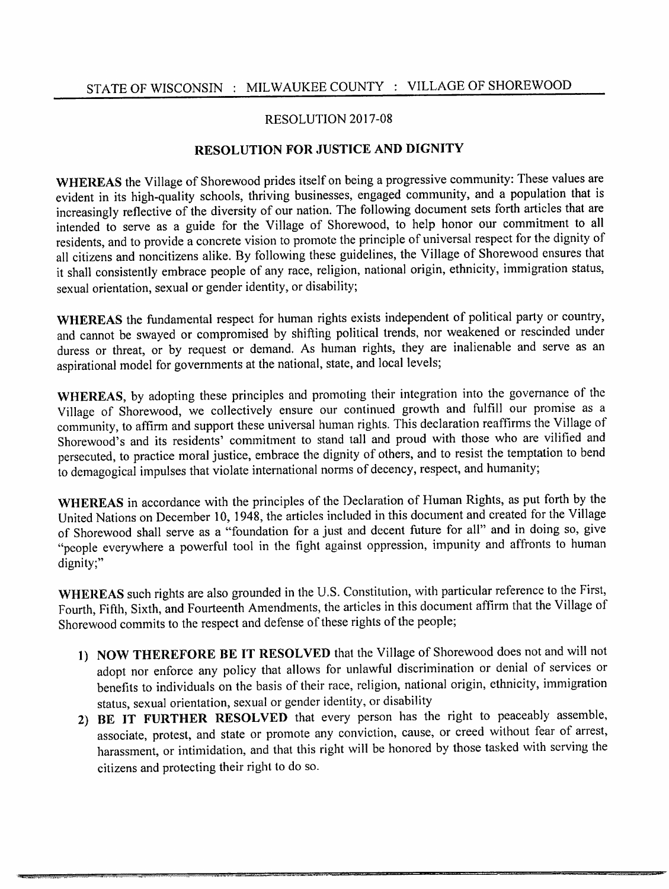STATE OF WISCONSIN : MILWAUKEE COUNTY : VILLAGE OF SHOREWOOD

RESOLUTION 2017-08

## RESOLUTION FOR JUSTICE AND DIGNITY

**WHEREAS** the Village of Shorewood prides itself on being a progressive community: These values are evident in its high-quality schools, thriving businesses, engaged community, and a population that is increasingly reflective of the diversity of our nation. The following document sets forth articles that are intended to serve as a guide for the Village of Shorewood, to help honor our commitment to all residents, and to provide a concrete vision to promote the principle of universal respect for the dignity of all citizens and noncitizens alike. By following these guidelines, the Village of Shorewood ensures that it shall consistently embrace people of any race, religion, national origin, ethnicity, immigration status, sexual orientation, sexual or gender identity, or disability;

**WHEREAS** the fundamental respect for human rights exists independent of political party or country, and cannot be swayed or compromised by shifting political trends, nor weakened or rescinded under duress or threat, or by request or demand. As human rights, they are inalienable and serve as an aspirational model for governments at the national, state, and local levels;

**WHEREAS**, by adopting these principles and promoting their integration into the governance of the Village of Shorewood, we collectively ensure our continued growth and fulfill our promise as a community, to affirm and support these universal human rights. This declaration reaffirms the Village of Shorewood's and its residents' commitment to stand tall and proud with those who are vilified and persecuted, to practice moral justice, embrace the dignity of others, and to resist the temptation to bend to demagogical impulses that violate international norms of decency, respect, and humanity;

**WHEREAS** in accordance with the principles of the Declaration of Human Rights, as put forth by the United Nations on December 10, 1948, the articles included in this document and created for the Village of Shorewood shall serve as a "foundation for a just and decent future for all" and in doing so, give "people everywhere a powerful tool in the fight against oppression, impunity and affronts to human dignity;"

**WHEREAS** such rights are also grounded in the U.S. Constitution, with particular reference to the First, Fourth, Fifth, Sixth, and Fourteenth Amendments, the articles in this document affirm that the Village of Shorewood commits to the respect and defense of these rights of the people;

1) **NOW THEREFORE BE IT RESOLVED** that the Village of Shorewood does not and will not adopt nor enforce any policy that allows for unlawful discrimination or denial of services or benefits to individuals on the basis of their race, religion, national origin, ethnicity, immigration status, sexual orientation, sexual or gender identity, or disability
2) **BE IT FURTHER RESOLVED** that every person has the right to peaceably assemble, associate, protest, and state or promote any conviction, cause, or creed without fear of arrest, harassment, or intimidation, and that this right will be honored by those tasked with serving the citizens and protecting their right to do so.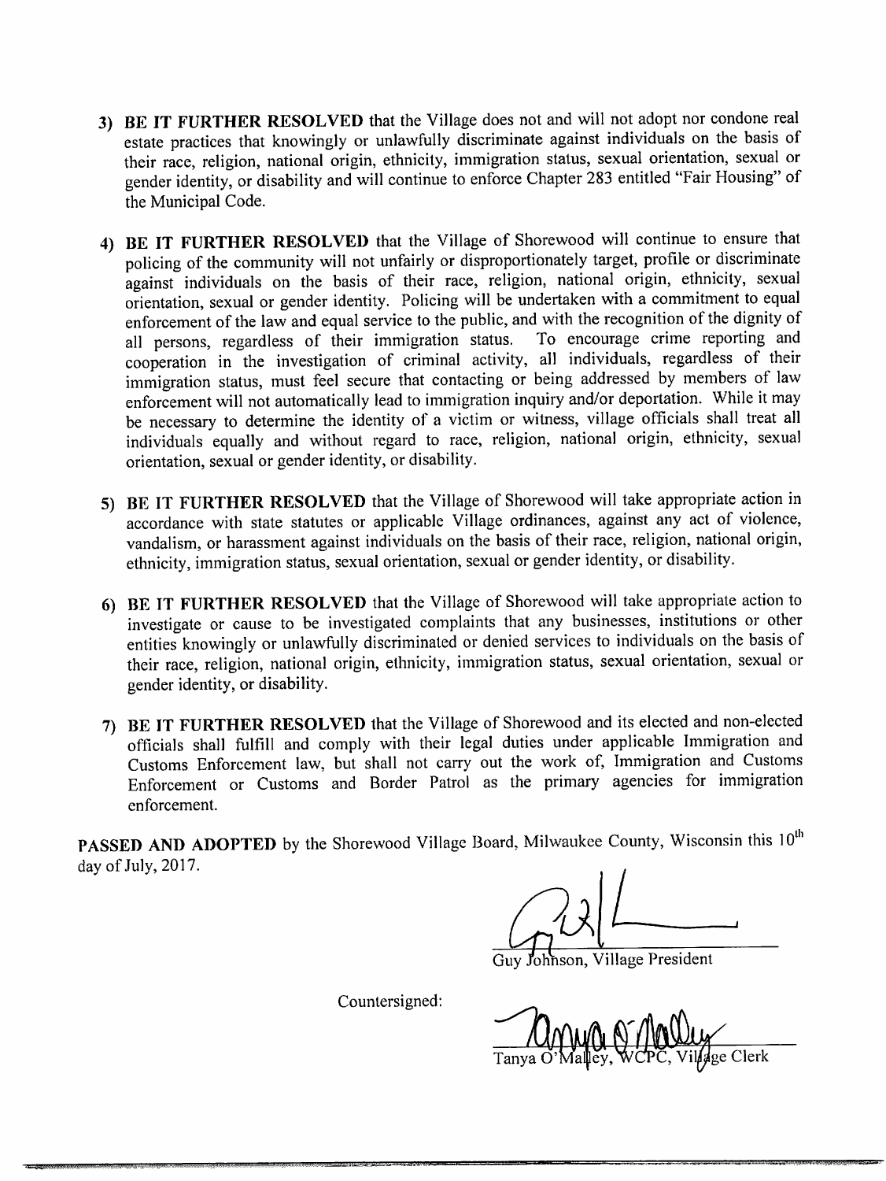3) **BE IT FURTHER RESOLVED** that the Village does not and will not adopt nor condone real estate practices that knowingly or unlawfully discriminate against individuals on the basis of their race, religion, national origin, ethnicity, immigration status, sexual orientation, sexual or gender identity, or disability and will continue to enforce Chapter 283 entitled "Fair Housing" of the Municipal Code.

4) **BE IT FURTHER RESOLVED** that the Village of Shorewood will continue to ensure that policing of the community will not unfairly or disproportionately target, profile or discriminate against individuals on the basis of their race, religion, national origin, ethnicity, sexual orientation, sexual or gender identity. Policing will be undertaken with a commitment to equal enforcement of the law and equal service to the public, and with the recognition of the dignity of all persons, regardless of their immigration status. To encourage crime reporting and cooperation in the investigation of criminal activity, all individuals, regardless of their immigration status, must feel secure that contacting or being addressed by members of law enforcement will not automatically lead to immigration inquiry and/or deportation. While it may be necessary to determine the identity of a victim or witness, village officials shall treat all individuals equally and without regard to race, religion, national origin, ethnicity, sexual orientation, sexual or gender identity, or disability.

5) **BE IT FURTHER RESOLVED** that the Village of Shorewood will take appropriate action in accordance with state statutes or applicable Village ordinances, against any act of violence, vandalism, or harassment against individuals on the basis of their race, religion, national origin, ethnicity, immigration status, sexual orientation, sexual or gender identity, or disability.

6) **BE IT FURTHER RESOLVED** that the Village of Shorewood will take appropriate action to investigate or cause to be investigated complaints that any businesses, institutions or other entities knowingly or unlawfully discriminated or denied services to individuals on the basis of their race, religion, national origin, ethnicity, immigration status, sexual orientation, sexual or gender identity, or disability.

7) **BE IT FURTHER RESOLVED** that the Village of Shorewood and its elected and non-elected officials shall fulfill and comply with their legal duties under applicable Immigration and Customs Enforcement law, but shall not carry out the work of, Immigration and Customs Enforcement or Customs and Border Patrol as the primary agencies for immigration enforcement.

**PASSED AND ADOPTED** by the Shorewood Village Board, Milwaukee County, Wisconsin this 10th day of July, 2017.

Guy Johnson, Village President

Countersigned:

Tanya O'Malley, WCPC, Village Clerk